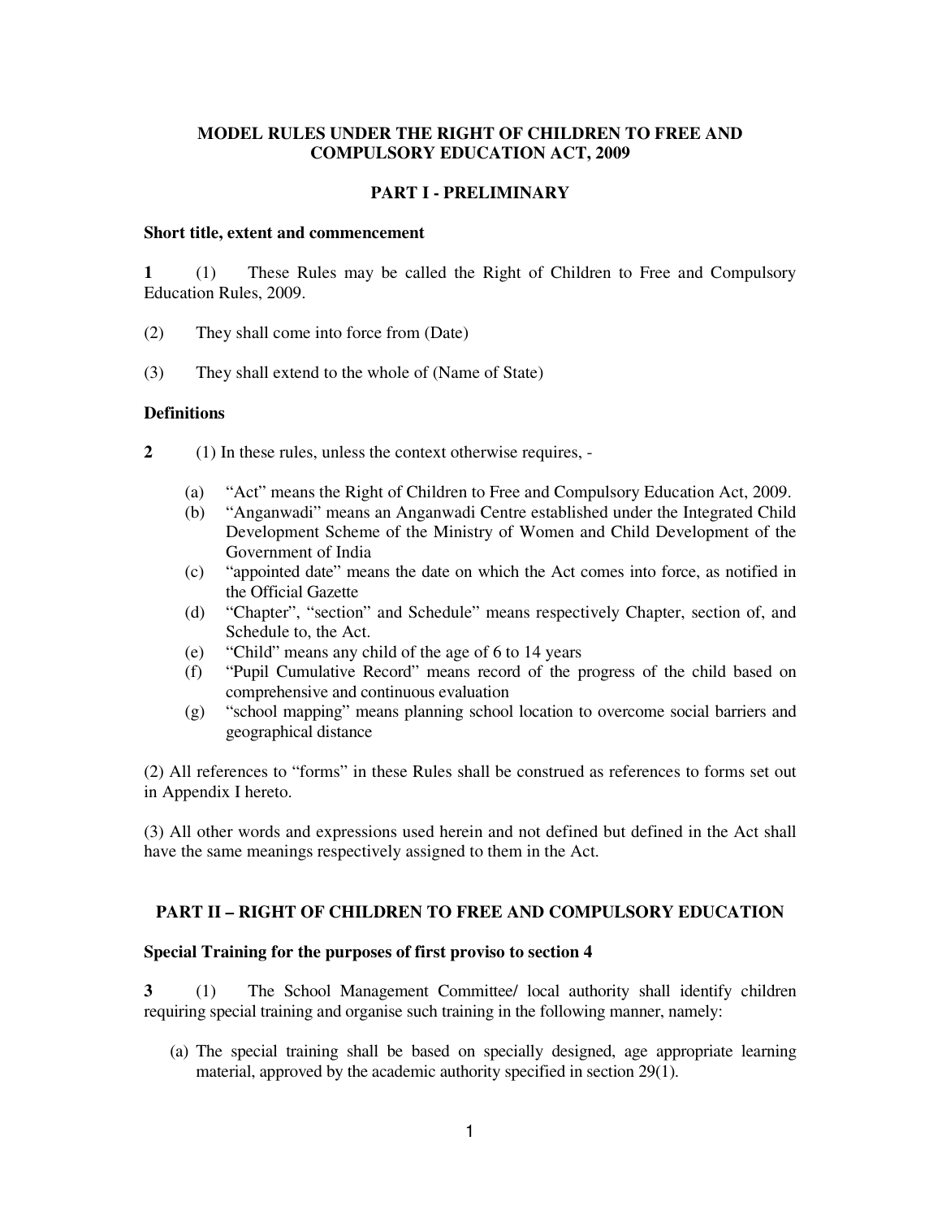# MODEL RULES UNDER THE RIGHT OF CHILDREN TO FREE AND COMPULSORY EDUCATION ACT, 2009

## PART I - PRELIMINARY

### Short title, extent and commencement

**1** (1) These Rules may be called the Right of Children to Free and Compulsory Education Rules, 2009.

(2) They shall come into force from (Date)

(3) They shall extend to the whole of (Name of State)

### Definitions

**2** (1) In these rules, unless the context otherwise requires, -

(a) "Act" means the Right of Children to Free and Compulsory Education Act, 2009.
(b) "Anganwadi" means an Anganwadi Centre established under the Integrated Child Development Scheme of the Ministry of Women and Child Development of the Government of India
(c) "appointed date" means the date on which the Act comes into force, as notified in the Official Gazette
(d) "Chapter", "section" and Schedule" means respectively Chapter, section of, and Schedule to, the Act.
(e) "Child" means any child of the age of 6 to 14 years
(f) "Pupil Cumulative Record" means record of the progress of the child based on comprehensive and continuous evaluation
(g) "school mapping" means planning school location to overcome social barriers and geographical distance

(2) All references to "forms" in these Rules shall be construed as references to forms set out in Appendix I hereto.

(3) All other words and expressions used herein and not defined but defined in the Act shall have the same meanings respectively assigned to them in the Act.

## PART II – RIGHT OF CHILDREN TO FREE AND COMPULSORY EDUCATION

### Special Training for the purposes of first proviso to section 4

**3** (1) The School Management Committee/ local authority shall identify children requiring special training and organise such training in the following manner, namely:

(a) The special training shall be based on specially designed, age appropriate learning material, approved by the academic authority specified in section 29(1).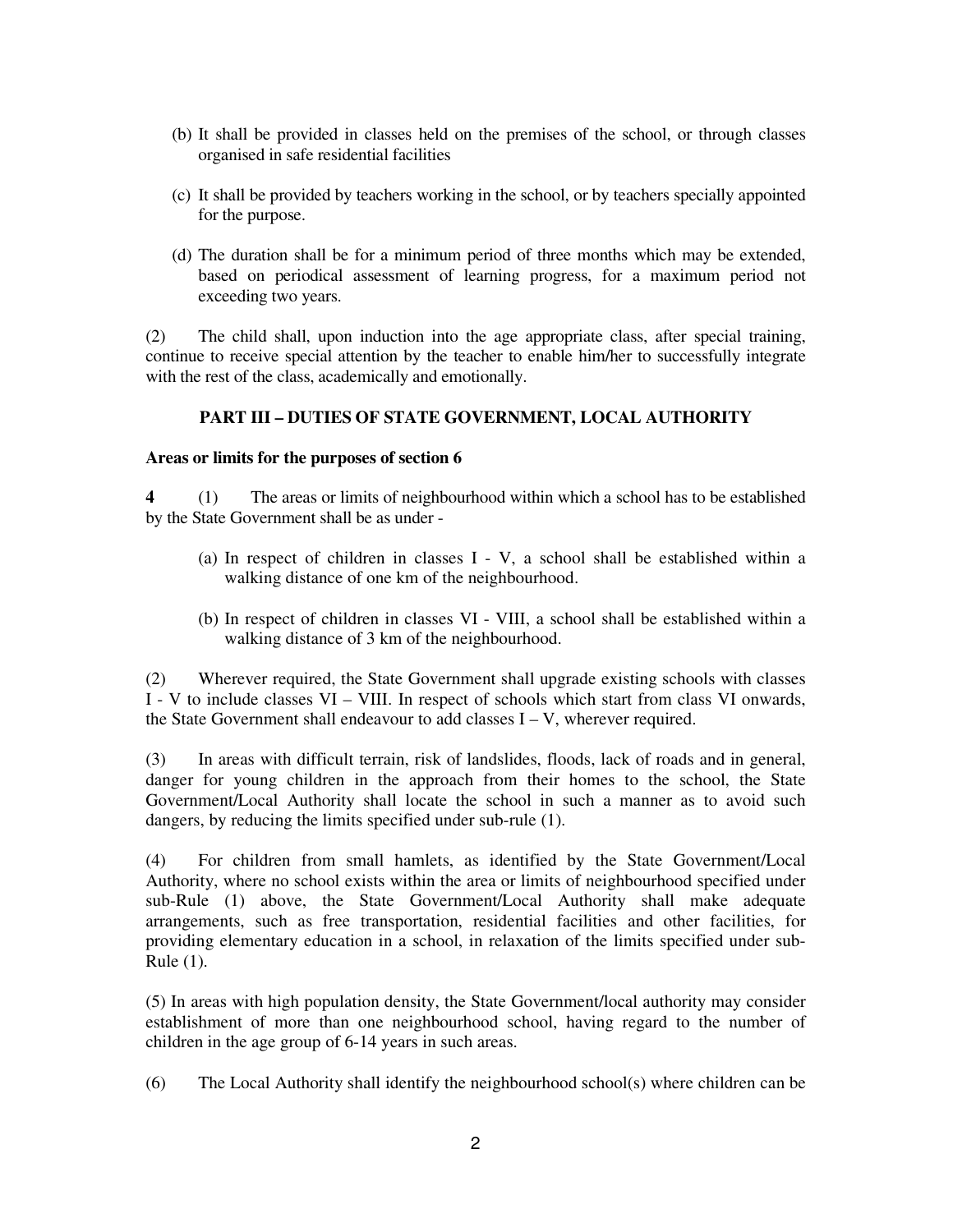(b) It shall be provided in classes held on the premises of the school, or through classes organised in safe residential facilities

(c) It shall be provided by teachers working in the school, or by teachers specially appointed for the purpose.

(d) The duration shall be for a minimum period of three months which may be extended, based on periodical assessment of learning progress, for a maximum period not exceeding two years.

(2) The child shall, upon induction into the age appropriate class, after special training, continue to receive special attention by the teacher to enable him/her to successfully integrate with the rest of the class, academically and emotionally.

## PART III – DUTIES OF STATE GOVERNMENT, LOCAL AUTHORITY

**Areas or limits for the purposes of section 6**

**4** (1) The areas or limits of neighbourhood within which a school has to be established by the State Government shall be as under -

(a) In respect of children in classes I - V, a school shall be established within a walking distance of one km of the neighbourhood.

(b) In respect of children in classes VI - VIII, a school shall be established within a walking distance of 3 km of the neighbourhood.

(2) Wherever required, the State Government shall upgrade existing schools with classes I - V to include classes VI – VIII. In respect of schools which start from class VI onwards, the State Government shall endeavour to add classes I – V, wherever required.

(3) In areas with difficult terrain, risk of landslides, floods, lack of roads and in general, danger for young children in the approach from their homes to the school, the State Government/Local Authority shall locate the school in such a manner as to avoid such dangers, by reducing the limits specified under sub-rule (1).

(4) For children from small hamlets, as identified by the State Government/Local Authority, where no school exists within the area or limits of neighbourhood specified under sub-Rule (1) above, the State Government/Local Authority shall make adequate arrangements, such as free transportation, residential facilities and other facilities, for providing elementary education in a school, in relaxation of the limits specified under sub-Rule (1).

(5) In areas with high population density, the State Government/local authority may consider establishment of more than one neighbourhood school, having regard to the number of children in the age group of 6-14 years in such areas.

(6) The Local Authority shall identify the neighbourhood school(s) where children can be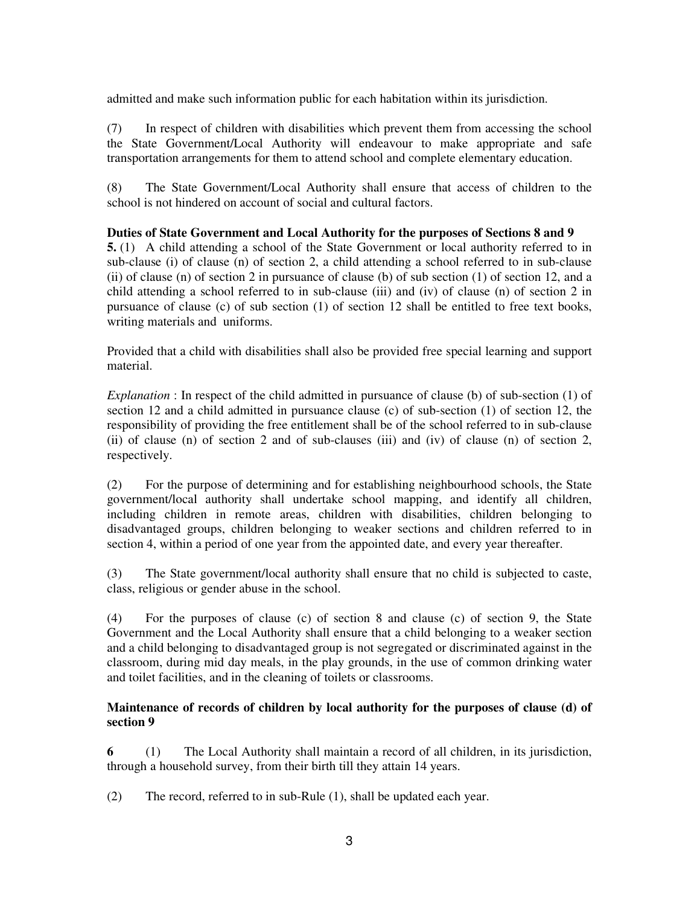admitted and make such information public for each habitation within its jurisdiction.

(7) In respect of children with disabilities which prevent them from accessing the school the State Government/Local Authority will endeavour to make appropriate and safe transportation arrangements for them to attend school and complete elementary education.

(8) The State Government/Local Authority shall ensure that access of children to the school is not hindered on account of social and cultural factors.

**Duties of State Government and Local Authority for the purposes of Sections 8 and 9**

**5.** (1) A child attending a school of the State Government or local authority referred to in sub-clause (i) of clause (n) of section 2, a child attending a school referred to in sub-clause (ii) of clause (n) of section 2 in pursuance of clause (b) of sub section (1) of section 12, and a child attending a school referred to in sub-clause (iii) and (iv) of clause (n) of section 2 in pursuance of clause (c) of sub section (1) of section 12 shall be entitled to free text books, writing materials and uniforms.

Provided that a child with disabilities shall also be provided free special learning and support material.

*Explanation* : In respect of the child admitted in pursuance of clause (b) of sub-section (1) of section 12 and a child admitted in pursuance clause (c) of sub-section (1) of section 12, the responsibility of providing the free entitlement shall be of the school referred to in sub-clause (ii) of clause (n) of section 2 and of sub-clauses (iii) and (iv) of clause (n) of section 2, respectively.

(2) For the purpose of determining and for establishing neighbourhood schools, the State government/local authority shall undertake school mapping, and identify all children, including children in remote areas, children with disabilities, children belonging to disadvantaged groups, children belonging to weaker sections and children referred to in section 4, within a period of one year from the appointed date, and every year thereafter.

(3) The State government/local authority shall ensure that no child is subjected to caste, class, religious or gender abuse in the school.

(4) For the purposes of clause (c) of section 8 and clause (c) of section 9, the State Government and the Local Authority shall ensure that a child belonging to a weaker section and a child belonging to disadvantaged group is not segregated or discriminated against in the classroom, during mid day meals, in the play grounds, in the use of common drinking water and toilet facilities, and in the cleaning of toilets or classrooms.

**Maintenance of records of children by local authority for the purposes of clause (d) of section 9**

**6** (1) The Local Authority shall maintain a record of all children, in its jurisdiction, through a household survey, from their birth till they attain 14 years.

(2) The record, referred to in sub-Rule (1), shall be updated each year.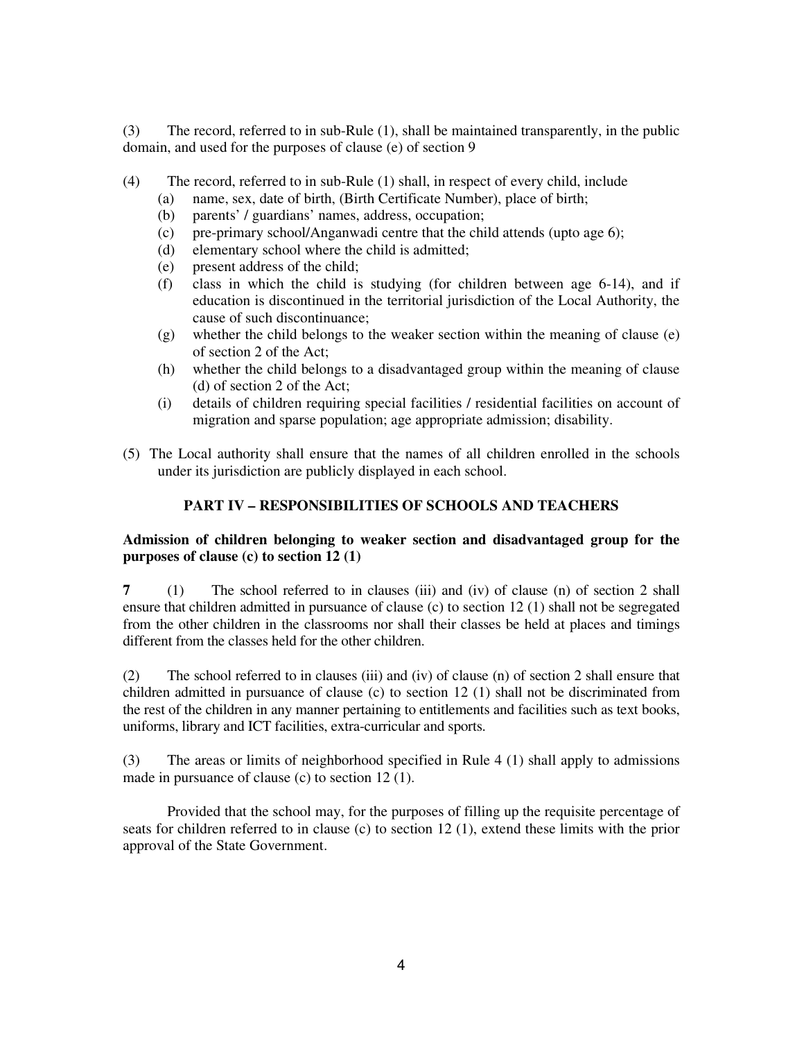(3) The record, referred to in sub-Rule (1), shall be maintained transparently, in the public domain, and used for the purposes of clause (e) of section 9

(4) The record, referred to in sub-Rule (1) shall, in respect of every child, include

- (a) name, sex, date of birth, (Birth Certificate Number), place of birth;
- (b) parents' / guardians' names, address, occupation;
- (c) pre-primary school/Anganwadi centre that the child attends (upto age 6);
- (d) elementary school where the child is admitted;
- (e) present address of the child;
- (f) class in which the child is studying (for children between age 6-14), and if education is discontinued in the territorial jurisdiction of the Local Authority, the cause of such discontinuance;
- (g) whether the child belongs to the weaker section within the meaning of clause (e) of section 2 of the Act;
- (h) whether the child belongs to a disadvantaged group within the meaning of clause (d) of section 2 of the Act;
- (i) details of children requiring special facilities / residential facilities on account of migration and sparse population; age appropriate admission; disability.

(5) The Local authority shall ensure that the names of all children enrolled in the schools under its jurisdiction are publicly displayed in each school.

## PART IV – RESPONSIBILITIES OF SCHOOLS AND TEACHERS

**Admission of children belonging to weaker section and disadvantaged group for the purposes of clause (c) to section 12 (1)**

**7** (1) The school referred to in clauses (iii) and (iv) of clause (n) of section 2 shall ensure that children admitted in pursuance of clause (c) to section 12 (1) shall not be segregated from the other children in the classrooms nor shall their classes be held at places and timings different from the classes held for the other children.

(2) The school referred to in clauses (iii) and (iv) of clause (n) of section 2 shall ensure that children admitted in pursuance of clause (c) to section 12 (1) shall not be discriminated from the rest of the children in any manner pertaining to entitlements and facilities such as text books, uniforms, library and ICT facilities, extra-curricular and sports.

(3) The areas or limits of neighborhood specified in Rule 4 (1) shall apply to admissions made in pursuance of clause (c) to section 12 (1).

Provided that the school may, for the purposes of filling up the requisite percentage of seats for children referred to in clause (c) to section 12 (1), extend these limits with the prior approval of the State Government.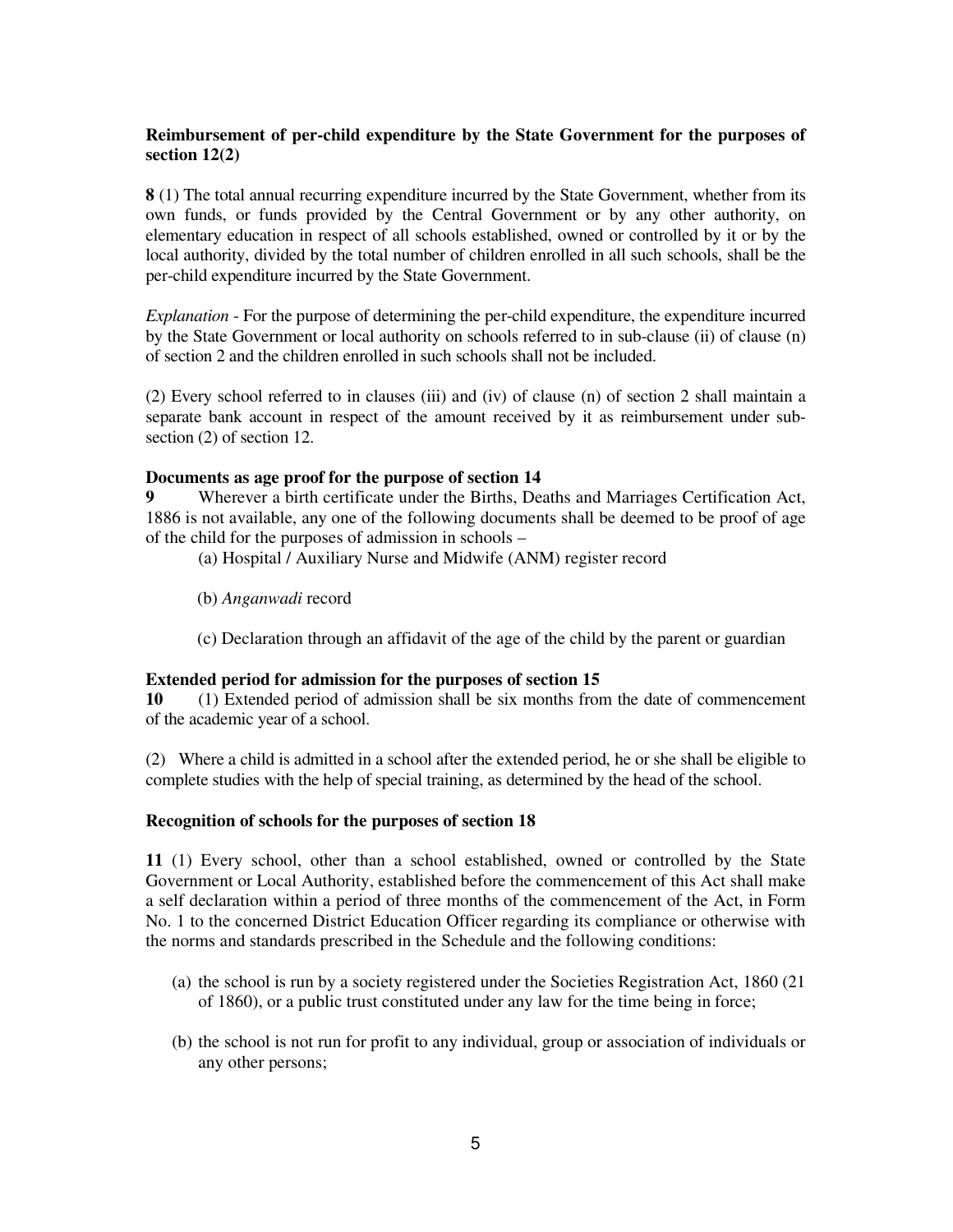**Reimbursement of per-child expenditure by the State Government for the purposes of section 12(2)**

**8** (1) The total annual recurring expenditure incurred by the State Government, whether from its own funds, or funds provided by the Central Government or by any other authority, on elementary education in respect of all schools established, owned or controlled by it or by the local authority, divided by the total number of children enrolled in all such schools, shall be the per-child expenditure incurred by the State Government.

*Explanation* - For the purpose of determining the per-child expenditure, the expenditure incurred by the State Government or local authority on schools referred to in sub-clause (ii) of clause (n) of section 2 and the children enrolled in such schools shall not be included.

(2) Every school referred to in clauses (iii) and (iv) of clause (n) of section 2 shall maintain a separate bank account in respect of the amount received by it as reimbursement under sub-section (2) of section 12.

**Documents as age proof for the purpose of section 14**

**9** Wherever a birth certificate under the Births, Deaths and Marriages Certification Act, 1886 is not available, any one of the following documents shall be deemed to be proof of age of the child for the purposes of admission in schools –

(a) Hospital / Auxiliary Nurse and Midwife (ANM) register record

(b) *Anganwadi* record

(c) Declaration through an affidavit of the age of the child by the parent or guardian

**Extended period for admission for the purposes of section 15**

**10** (1) Extended period of admission shall be six months from the date of commencement of the academic year of a school.

(2) Where a child is admitted in a school after the extended period, he or she shall be eligible to complete studies with the help of special training, as determined by the head of the school.

**Recognition of schools for the purposes of section 18**

**11** (1) Every school, other than a school established, owned or controlled by the State Government or Local Authority, established before the commencement of this Act shall make a self declaration within a period of three months of the commencement of the Act, in Form No. 1 to the concerned District Education Officer regarding its compliance or otherwise with the norms and standards prescribed in the Schedule and the following conditions:

(a) the school is run by a society registered under the Societies Registration Act, 1860 (21 of 1860), or a public trust constituted under any law for the time being in force;

(b) the school is not run for profit to any individual, group or association of individuals or any other persons;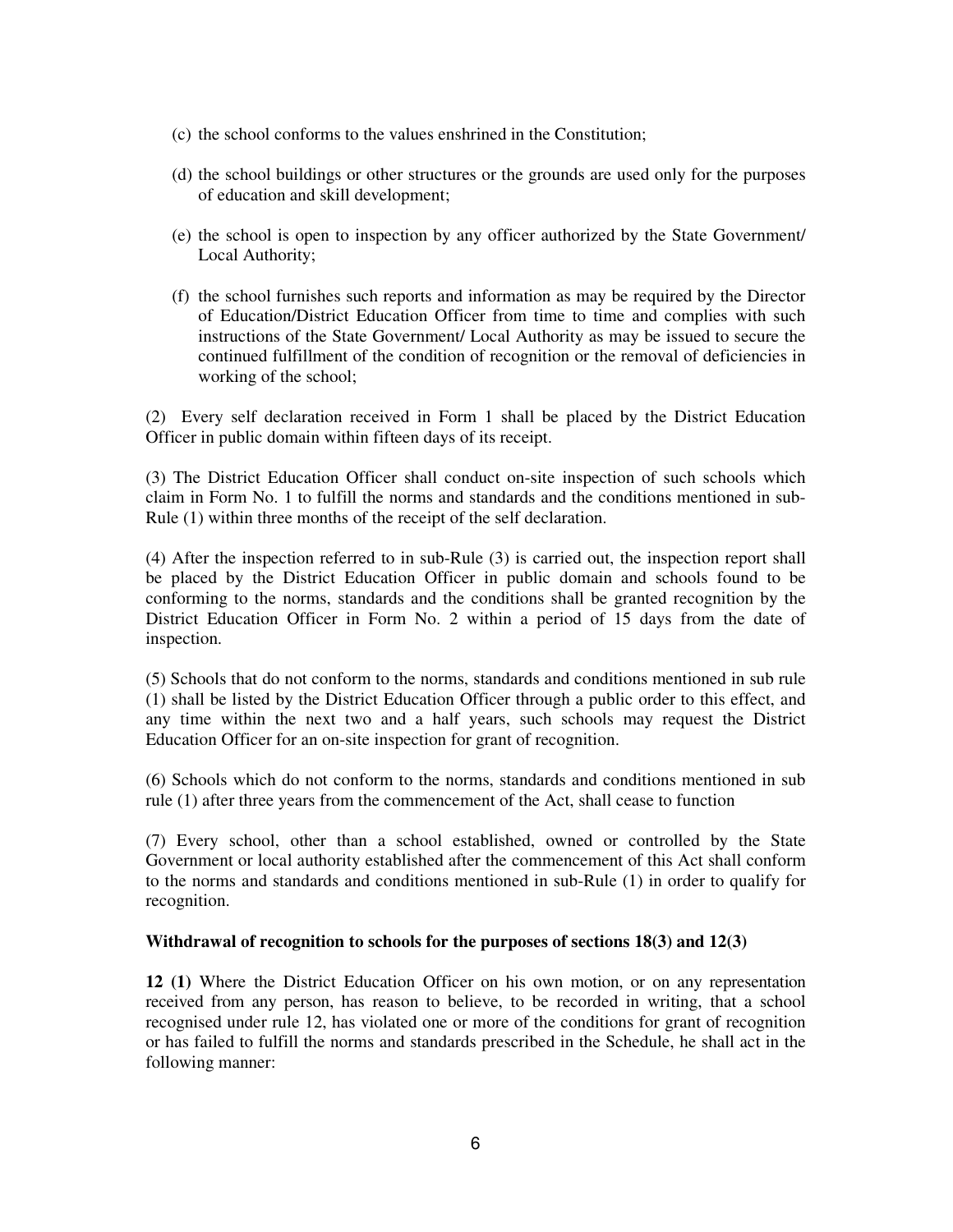(c) the school conforms to the values enshrined in the Constitution;

(d) the school buildings or other structures or the grounds are used only for the purposes of education and skill development;

(e) the school is open to inspection by any officer authorized by the State Government/ Local Authority;

(f) the school furnishes such reports and information as may be required by the Director of Education/District Education Officer from time to time and complies with such instructions of the State Government/ Local Authority as may be issued to secure the continued fulfillment of the condition of recognition or the removal of deficiencies in working of the school;

(2) Every self declaration received in Form 1 shall be placed by the District Education Officer in public domain within fifteen days of its receipt.

(3) The District Education Officer shall conduct on-site inspection of such schools which claim in Form No. 1 to fulfill the norms and standards and the conditions mentioned in sub-Rule (1) within three months of the receipt of the self declaration.

(4) After the inspection referred to in sub-Rule (3) is carried out, the inspection report shall be placed by the District Education Officer in public domain and schools found to be conforming to the norms, standards and the conditions shall be granted recognition by the District Education Officer in Form No. 2 within a period of 15 days from the date of inspection.

(5) Schools that do not conform to the norms, standards and conditions mentioned in sub rule (1) shall be listed by the District Education Officer through a public order to this effect, and any time within the next two and a half years, such schools may request the District Education Officer for an on-site inspection for grant of recognition.

(6) Schools which do not conform to the norms, standards and conditions mentioned in sub rule (1) after three years from the commencement of the Act, shall cease to function

(7) Every school, other than a school established, owned or controlled by the State Government or local authority established after the commencement of this Act shall conform to the norms and standards and conditions mentioned in sub-Rule (1) in order to qualify for recognition.

**Withdrawal of recognition to schools for the purposes of sections 18(3) and 12(3)**

**12 (1)** Where the District Education Officer on his own motion, or on any representation received from any person, has reason to believe, to be recorded in writing, that a school recognised under rule 12, has violated one or more of the conditions for grant of recognition or has failed to fulfill the norms and standards prescribed in the Schedule, he shall act in the following manner: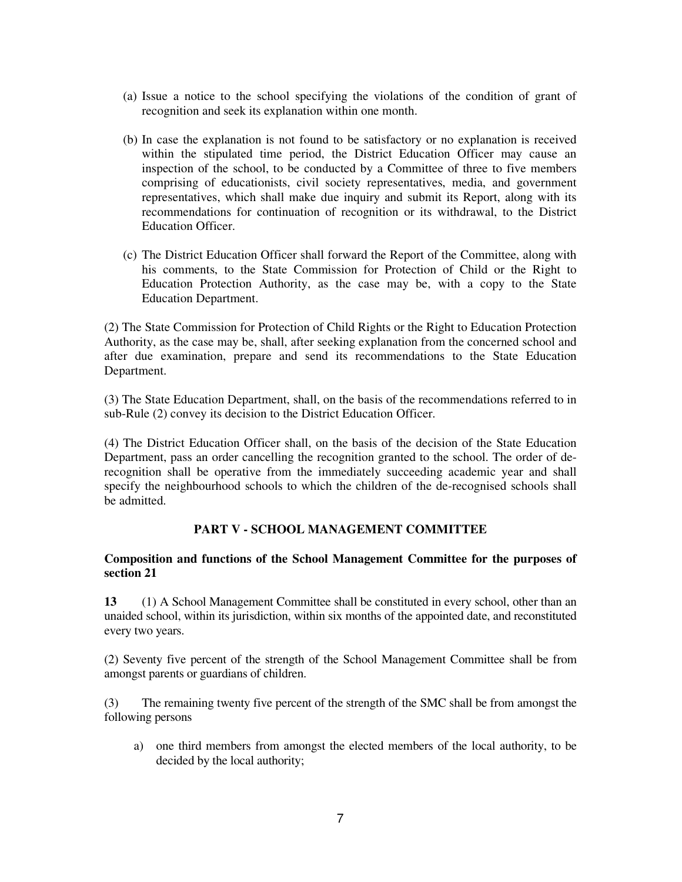(a) Issue a notice to the school specifying the violations of the condition of grant of recognition and seek its explanation within one month.

(b) In case the explanation is not found to be satisfactory or no explanation is received within the stipulated time period, the District Education Officer may cause an inspection of the school, to be conducted by a Committee of three to five members comprising of educationists, civil society representatives, media, and government representatives, which shall make due inquiry and submit its Report, along with its recommendations for continuation of recognition or its withdrawal, to the District Education Officer.

(c) The District Education Officer shall forward the Report of the Committee, along with his comments, to the State Commission for Protection of Child or the Right to Education Protection Authority, as the case may be, with a copy to the State Education Department.

(2) The State Commission for Protection of Child Rights or the Right to Education Protection Authority, as the case may be, shall, after seeking explanation from the concerned school and after due examination, prepare and send its recommendations to the State Education Department.

(3) The State Education Department, shall, on the basis of the recommendations referred to in sub-Rule (2) convey its decision to the District Education Officer.

(4) The District Education Officer shall, on the basis of the decision of the State Education Department, pass an order cancelling the recognition granted to the school. The order of de-recognition shall be operative from the immediately succeeding academic year and shall specify the neighbourhood schools to which the children of the de-recognised schools shall be admitted.

## PART V - SCHOOL MANAGEMENT COMMITTEE

**Composition and functions of the School Management Committee for the purposes of section 21**

**13** (1) A School Management Committee shall be constituted in every school, other than an unaided school, within its jurisdiction, within six months of the appointed date, and reconstituted every two years.

(2) Seventy five percent of the strength of the School Management Committee shall be from amongst parents or guardians of children.

(3) The remaining twenty five percent of the strength of the SMC shall be from amongst the following persons

a) one third members from amongst the elected members of the local authority, to be decided by the local authority;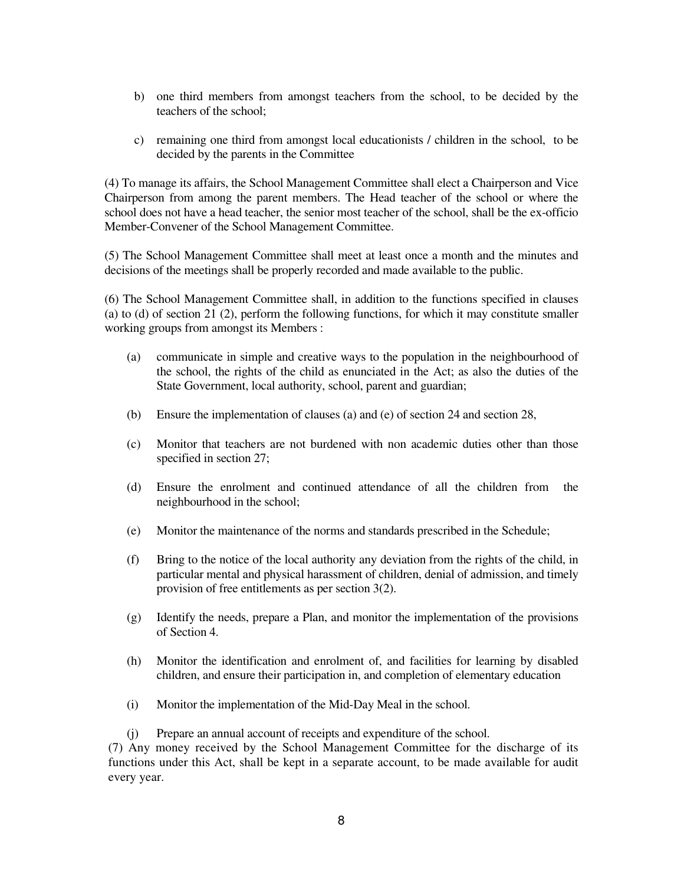b) one third members from amongst teachers from the school, to be decided by the teachers of the school;

c) remaining one third from amongst local educationists / children in the school, to be decided by the parents in the Committee

(4) To manage its affairs, the School Management Committee shall elect a Chairperson and Vice Chairperson from among the parent members. The Head teacher of the school or where the school does not have a head teacher, the senior most teacher of the school, shall be the ex-officio Member-Convener of the School Management Committee.

(5) The School Management Committee shall meet at least once a month and the minutes and decisions of the meetings shall be properly recorded and made available to the public.

(6) The School Management Committee shall, in addition to the functions specified in clauses (a) to (d) of section 21 (2), perform the following functions, for which it may constitute smaller working groups from amongst its Members :

(a) communicate in simple and creative ways to the population in the neighbourhood of the school, the rights of the child as enunciated in the Act; as also the duties of the State Government, local authority, school, parent and guardian;

(b) Ensure the implementation of clauses (a) and (e) of section 24 and section 28,

(c) Monitor that teachers are not burdened with non academic duties other than those specified in section 27;

(d) Ensure the enrolment and continued attendance of all the children from the neighbourhood in the school;

(e) Monitor the maintenance of the norms and standards prescribed in the Schedule;

(f) Bring to the notice of the local authority any deviation from the rights of the child, in particular mental and physical harassment of children, denial of admission, and timely provision of free entitlements as per section 3(2).

(g) Identify the needs, prepare a Plan, and monitor the implementation of the provisions of Section 4.

(h) Monitor the identification and enrolment of, and facilities for learning by disabled children, and ensure their participation in, and completion of elementary education

(i) Monitor the implementation of the Mid-Day Meal in the school.

(j) Prepare an annual account of receipts and expenditure of the school.

(7) Any money received by the School Management Committee for the discharge of its functions under this Act, shall be kept in a separate account, to be made available for audit every year.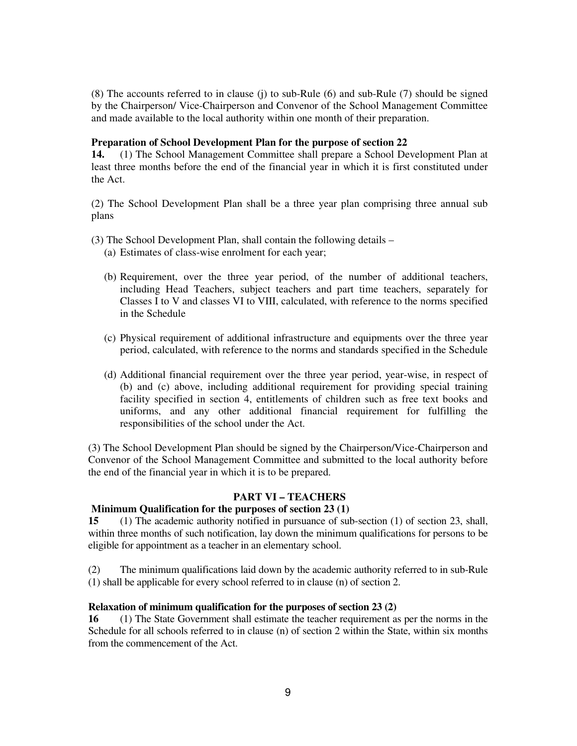(8) The accounts referred to in clause (j) to sub-Rule (6) and sub-Rule (7) should be signed by the Chairperson/ Vice-Chairperson and Convenor of the School Management Committee and made available to the local authority within one month of their preparation.

**Preparation of School Development Plan for the purpose of section 22**

**14.** (1) The School Management Committee shall prepare a School Development Plan at least three months before the end of the financial year in which it is first constituted under the Act.

(2) The School Development Plan shall be a three year plan comprising three annual sub plans

(3) The School Development Plan, shall contain the following details –

(a) Estimates of class-wise enrolment for each year;

(b) Requirement, over the three year period, of the number of additional teachers, including Head Teachers, subject teachers and part time teachers, separately for Classes I to V and classes VI to VIII, calculated, with reference to the norms specified in the Schedule

(c) Physical requirement of additional infrastructure and equipments over the three year period, calculated, with reference to the norms and standards specified in the Schedule

(d) Additional financial requirement over the three year period, year-wise, in respect of (b) and (c) above, including additional requirement for providing special training facility specified in section 4, entitlements of children such as free text books and uniforms, and any other additional financial requirement for fulfilling the responsibilities of the school under the Act.

(3) The School Development Plan should be signed by the Chairperson/Vice-Chairperson and Convenor of the School Management Committee and submitted to the local authority before the end of the financial year in which it is to be prepared.

## PART VI – TEACHERS

**Minimum Qualification for the purposes of section 23 (1)**

**15** (1) The academic authority notified in pursuance of sub-section (1) of section 23, shall, within three months of such notification, lay down the minimum qualifications for persons to be eligible for appointment as a teacher in an elementary school.

(2) The minimum qualifications laid down by the academic authority referred to in sub-Rule (1) shall be applicable for every school referred to in clause (n) of section 2.

**Relaxation of minimum qualification for the purposes of section 23 (2)**

**16** (1) The State Government shall estimate the teacher requirement as per the norms in the Schedule for all schools referred to in clause (n) of section 2 within the State, within six months from the commencement of the Act.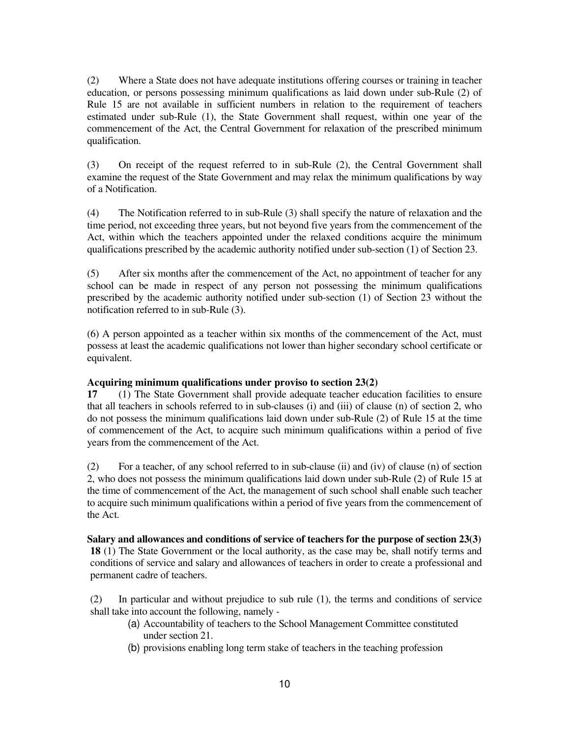(2) Where a State does not have adequate institutions offering courses or training in teacher education, or persons possessing minimum qualifications as laid down under sub-Rule (2) of Rule 15 are not available in sufficient numbers in relation to the requirement of teachers estimated under sub-Rule (1), the State Government shall request, within one year of the commencement of the Act, the Central Government for relaxation of the prescribed minimum qualification.

(3) On receipt of the request referred to in sub-Rule (2), the Central Government shall examine the request of the State Government and may relax the minimum qualifications by way of a Notification.

(4) The Notification referred to in sub-Rule (3) shall specify the nature of relaxation and the time period, not exceeding three years, but not beyond five years from the commencement of the Act, within which the teachers appointed under the relaxed conditions acquire the minimum qualifications prescribed by the academic authority notified under sub-section (1) of Section 23.

(5) After six months after the commencement of the Act, no appointment of teacher for any school can be made in respect of any person not possessing the minimum qualifications prescribed by the academic authority notified under sub-section (1) of Section 23 without the notification referred to in sub-Rule (3).

(6) A person appointed as a teacher within six months of the commencement of the Act, must possess at least the academic qualifications not lower than higher secondary school certificate or equivalent.

**Acquiring minimum qualifications under proviso to section 23(2)**

**17** (1) The State Government shall provide adequate teacher education facilities to ensure that all teachers in schools referred to in sub-clauses (i) and (iii) of clause (n) of section 2, who do not possess the minimum qualifications laid down under sub-Rule (2) of Rule 15 at the time of commencement of the Act, to acquire such minimum qualifications within a period of five years from the commencement of the Act.

(2) For a teacher, of any school referred to in sub-clause (ii) and (iv) of clause (n) of section 2, who does not possess the minimum qualifications laid down under sub-Rule (2) of Rule 15 at the time of commencement of the Act, the management of such school shall enable such teacher to acquire such minimum qualifications within a period of five years from the commencement of the Act.

**Salary and allowances and conditions of service of teachers for the purpose of section 23(3)**

**18** (1) The State Government or the local authority, as the case may be, shall notify terms and conditions of service and salary and allowances of teachers in order to create a professional and permanent cadre of teachers.

(2) In particular and without prejudice to sub rule (1), the terms and conditions of service shall take into account the following, namely -

(a) Accountability of teachers to the School Management Committee constituted under section 21.

(b) provisions enabling long term stake of teachers in the teaching profession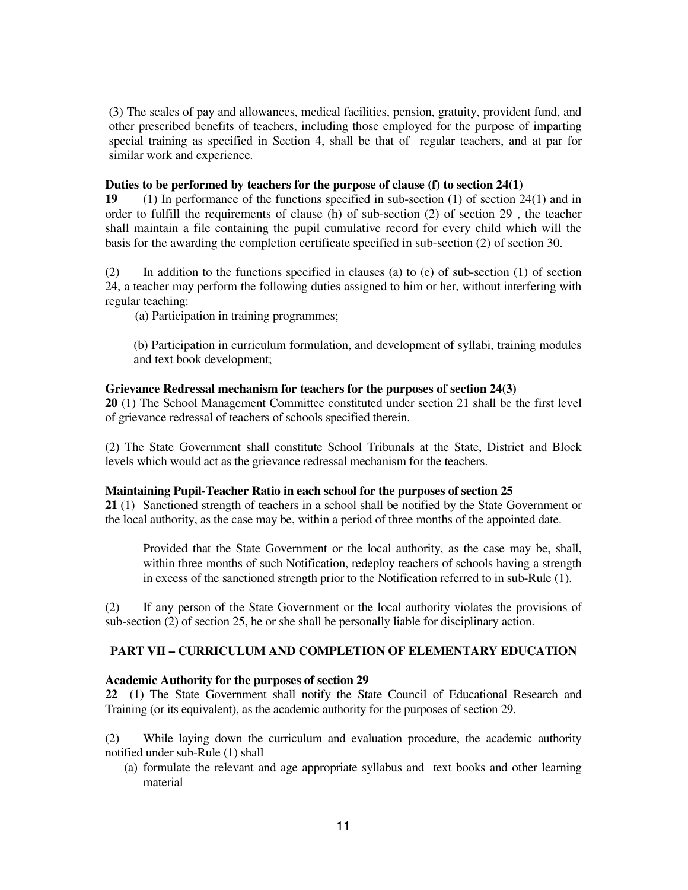(3) The scales of pay and allowances, medical facilities, pension, gratuity, provident fund, and other prescribed benefits of teachers, including those employed for the purpose of imparting special training as specified in Section 4, shall be that of regular teachers, and at par for similar work and experience.

**Duties to be performed by teachers for the purpose of clause (f) to section 24(1)**

**19** (1) In performance of the functions specified in sub-section (1) of section 24(1) and in order to fulfill the requirements of clause (h) of sub-section (2) of section 29 , the teacher shall maintain a file containing the pupil cumulative record for every child which will the basis for the awarding the completion certificate specified in sub-section (2) of section 30.

(2) In addition to the functions specified in clauses (a) to (e) of sub-section (1) of section 24, a teacher may perform the following duties assigned to him or her, without interfering with regular teaching:

(a) Participation in training programmes;

(b) Participation in curriculum formulation, and development of syllabi, training modules and text book development;

**Grievance Redressal mechanism for teachers for the purposes of section 24(3)**

**20** (1) The School Management Committee constituted under section 21 shall be the first level of grievance redressal of teachers of schools specified therein.

(2) The State Government shall constitute School Tribunals at the State, District and Block levels which would act as the grievance redressal mechanism for the teachers.

**Maintaining Pupil-Teacher Ratio in each school for the purposes of section 25**

**21** (1) Sanctioned strength of teachers in a school shall be notified by the State Government or the local authority, as the case may be, within a period of three months of the appointed date.

> Provided that the State Government or the local authority, as the case may be, shall, within three months of such Notification, redeploy teachers of schools having a strength in excess of the sanctioned strength prior to the Notification referred to in sub-Rule (1).

(2) If any person of the State Government or the local authority violates the provisions of sub-section (2) of section 25, he or she shall be personally liable for disciplinary action.

## PART VII – CURRICULUM AND COMPLETION OF ELEMENTARY EDUCATION

**Academic Authority for the purposes of section 29**

**22** (1) The State Government shall notify the State Council of Educational Research and Training (or its equivalent), as the academic authority for the purposes of section 29.

(2) While laying down the curriculum and evaluation procedure, the academic authority notified under sub-Rule (1) shall

(a) formulate the relevant and age appropriate syllabus and text books and other learning material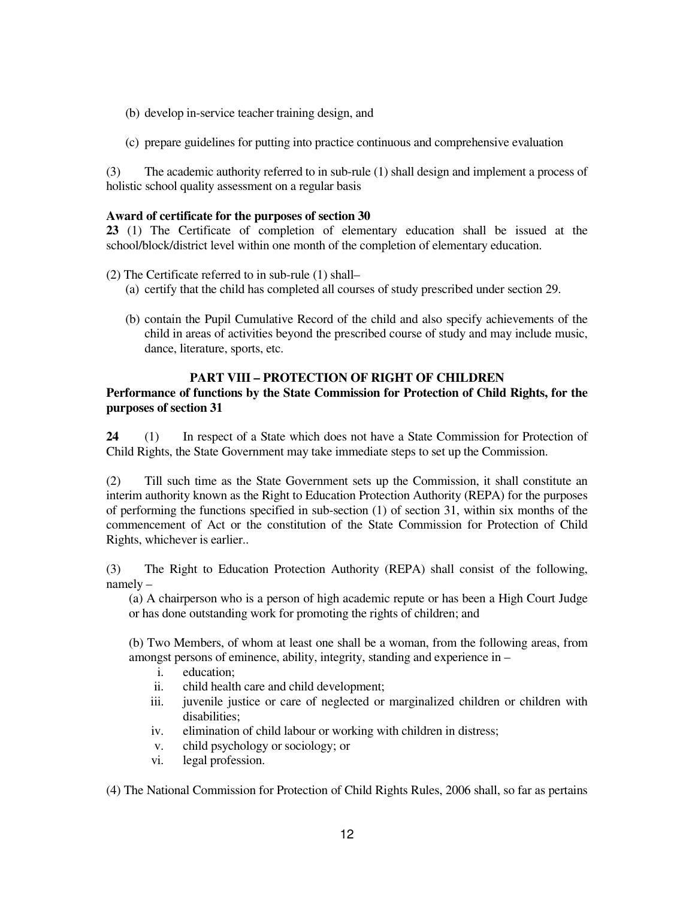(b) develop in-service teacher training design, and

(c) prepare guidelines for putting into practice continuous and comprehensive evaluation

(3) The academic authority referred to in sub-rule (1) shall design and implement a process of holistic school quality assessment on a regular basis

**Award of certificate for the purposes of section 30**

**23** (1) The Certificate of completion of elementary education shall be issued at the school/block/district level within one month of the completion of elementary education.

(2) The Certificate referred to in sub-rule (1) shall–

(a) certify that the child has completed all courses of study prescribed under section 29.

(b) contain the Pupil Cumulative Record of the child and also specify achievements of the child in areas of activities beyond the prescribed course of study and may include music, dance, literature, sports, etc.

## PART VIII – PROTECTION OF RIGHT OF CHILDREN

**Performance of functions by the State Commission for Protection of Child Rights, for the purposes of section 31**

**24** (1) In respect of a State which does not have a State Commission for Protection of Child Rights, the State Government may take immediate steps to set up the Commission.

(2) Till such time as the State Government sets up the Commission, it shall constitute an interim authority known as the Right to Education Protection Authority (REPA) for the purposes of performing the functions specified in sub-section (1) of section 31, within six months of the commencement of Act or the constitution of the State Commission for Protection of Child Rights, whichever is earlier..

(3) The Right to Education Protection Authority (REPA) shall consist of the following, namely –

(a) A chairperson who is a person of high academic repute or has been a High Court Judge or has done outstanding work for promoting the rights of children; and

(b) Two Members, of whom at least one shall be a woman, from the following areas, from amongst persons of eminence, ability, integrity, standing and experience in –

i. education;
ii. child health care and child development;
iii. juvenile justice or care of neglected or marginalized children or children with disabilities;
iv. elimination of child labour or working with children in distress;
v. child psychology or sociology; or
vi. legal profession.

(4) The National Commission for Protection of Child Rights Rules, 2006 shall, so far as pertains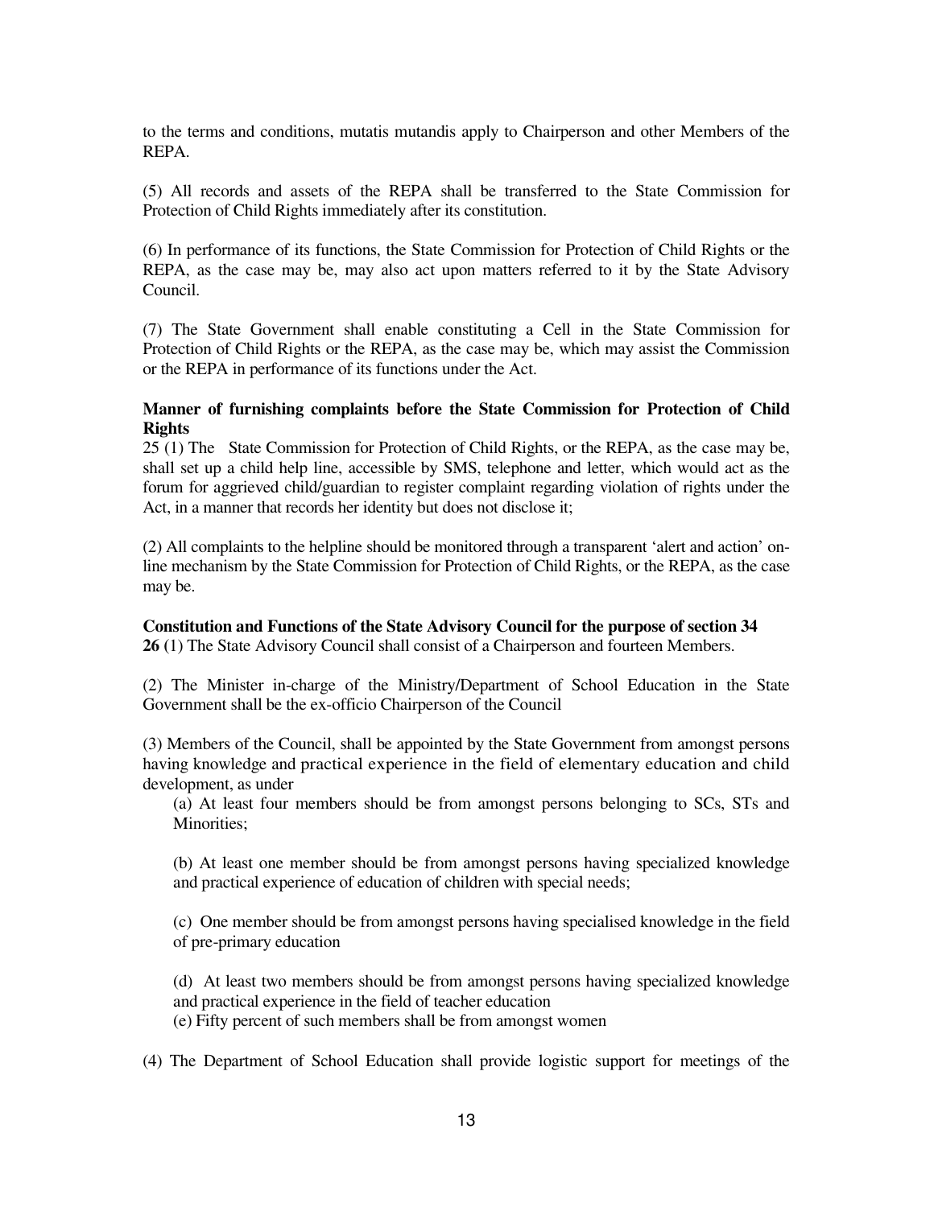to the terms and conditions, mutatis mutandis apply to Chairperson and other Members of the REPA.

(5) All records and assets of the REPA shall be transferred to the State Commission for Protection of Child Rights immediately after its constitution.

(6) In performance of its functions, the State Commission for Protection of Child Rights or the REPA, as the case may be, may also act upon matters referred to it by the State Advisory Council.

(7) The State Government shall enable constituting a Cell in the State Commission for Protection of Child Rights or the REPA, as the case may be, which may assist the Commission or the REPA in performance of its functions under the Act.

**Manner of furnishing complaints before the State Commission for Protection of Child Rights**

25 (1) The State Commission for Protection of Child Rights, or the REPA, as the case may be, shall set up a child help line, accessible by SMS, telephone and letter, which would act as the forum for aggrieved child/guardian to register complaint regarding violation of rights under the Act, in a manner that records her identity but does not disclose it;

(2) All complaints to the helpline should be monitored through a transparent 'alert and action' on-line mechanism by the State Commission for Protection of Child Rights, or the REPA, as the case may be.

**Constitution and Functions of the State Advisory Council for the purpose of section 34**

**26** (1) The State Advisory Council shall consist of a Chairperson and fourteen Members.

(2) The Minister in-charge of the Ministry/Department of School Education in the State Government shall be the ex-officio Chairperson of the Council

(3) Members of the Council, shall be appointed by the State Government from amongst persons having knowledge and practical experience in the field of elementary education and child development, as under

(a) At least four members should be from amongst persons belonging to SCs, STs and Minorities;

(b) At least one member should be from amongst persons having specialized knowledge and practical experience of education of children with special needs;

(c) One member should be from amongst persons having specialised knowledge in the field of pre-primary education

(d) At least two members should be from amongst persons having specialized knowledge and practical experience in the field of teacher education

(e) Fifty percent of such members shall be from amongst women

(4) The Department of School Education shall provide logistic support for meetings of the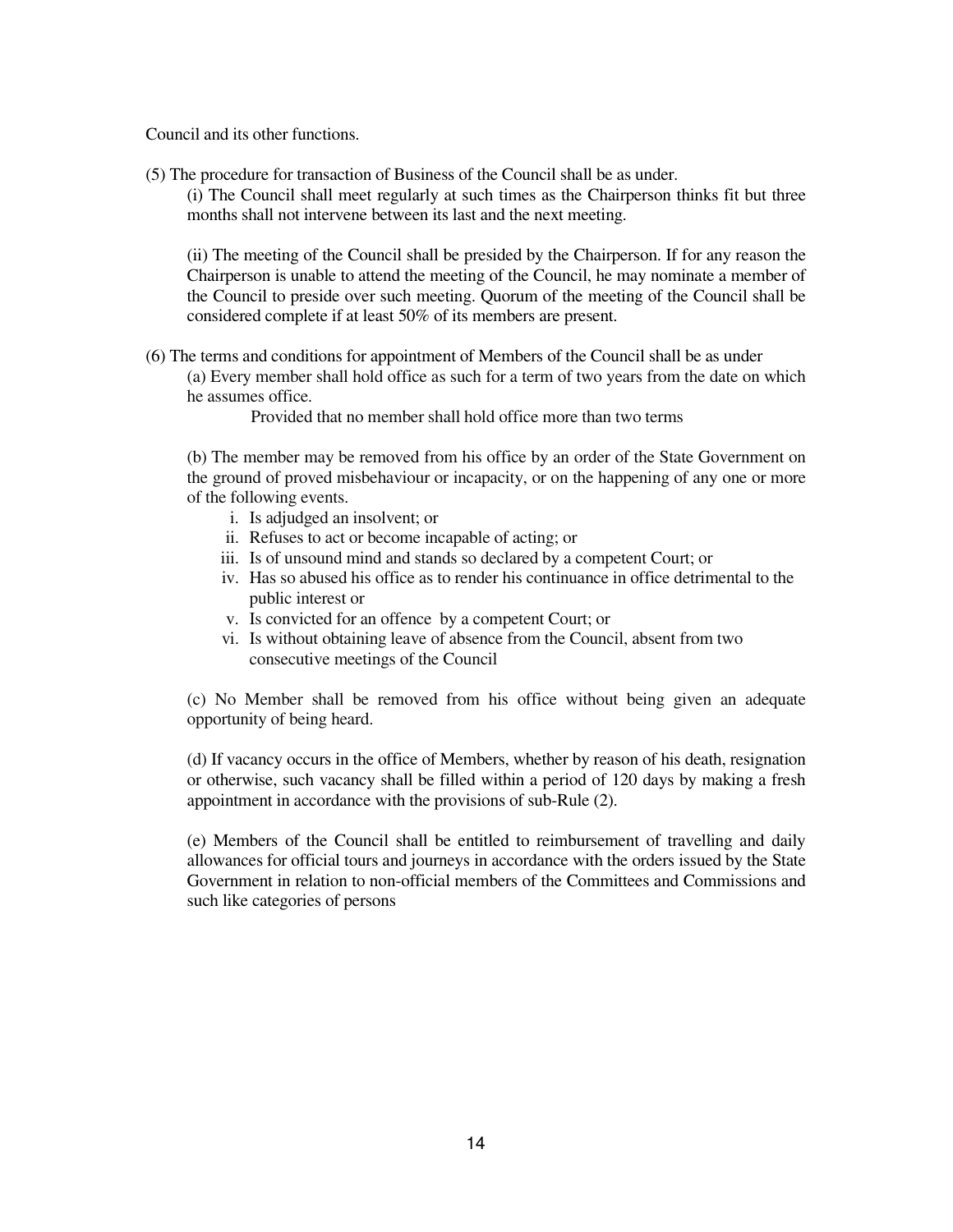Council and its other functions.

(5) The procedure for transaction of Business of the Council shall be as under.

(i) The Council shall meet regularly at such times as the Chairperson thinks fit but three months shall not intervene between its last and the next meeting.

(ii) The meeting of the Council shall be presided by the Chairperson. If for any reason the Chairperson is unable to attend the meeting of the Council, he may nominate a member of the Council to preside over such meeting. Quorum of the meeting of the Council shall be considered complete if at least 50% of its members are present.

(6) The terms and conditions for appointment of Members of the Council shall be as under

(a) Every member shall hold office as such for a term of two years from the date on which he assumes office.

Provided that no member shall hold office more than two terms

(b) The member may be removed from his office by an order of the State Government on the ground of proved misbehaviour or incapacity, or on the happening of any one or more of the following events.

i. Is adjudged an insolvent; or
ii. Refuses to act or become incapable of acting; or
iii. Is of unsound mind and stands so declared by a competent Court; or
iv. Has so abused his office as to render his continuance in office detrimental to the public interest or
v. Is convicted for an offence by a competent Court; or
vi. Is without obtaining leave of absence from the Council, absent from two consecutive meetings of the Council

(c) No Member shall be removed from his office without being given an adequate opportunity of being heard.

(d) If vacancy occurs in the office of Members, whether by reason of his death, resignation or otherwise, such vacancy shall be filled within a period of 120 days by making a fresh appointment in accordance with the provisions of sub-Rule (2).

(e) Members of the Council shall be entitled to reimbursement of travelling and daily allowances for official tours and journeys in accordance with the orders issued by the State Government in relation to non-official members of the Committees and Commissions and such like categories of persons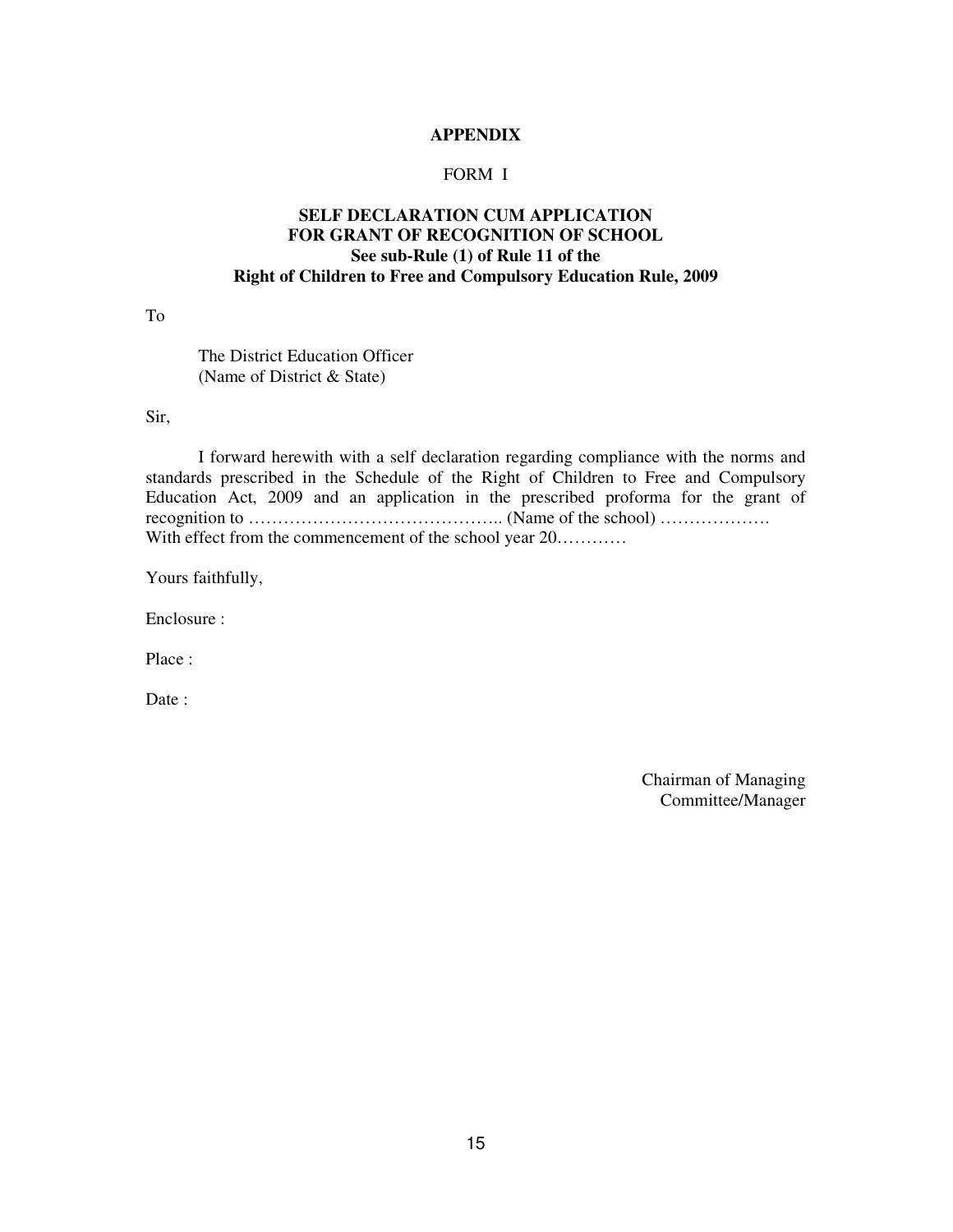**APPENDIX**

FORM I

**SELF DECLARATION CUM APPLICATION FOR GRANT OF RECOGNITION OF SCHOOL**
**See sub-Rule (1) of Rule 11 of the Right of Children to Free and Compulsory Education Rule, 2009**

To

The District Education Officer
(Name of District & State)

Sir,

I forward herewith with a self declaration regarding compliance with the norms and standards prescribed in the Schedule of the Right of Children to Free and Compulsory Education Act, 2009 and an application in the prescribed proforma for the grant of recognition to …………………………………….. (Name of the school) ………………. With effect from the commencement of the school year 20…………

Yours faithfully,

Enclosure :

Place :

Date :

Chairman of Managing Committee/Manager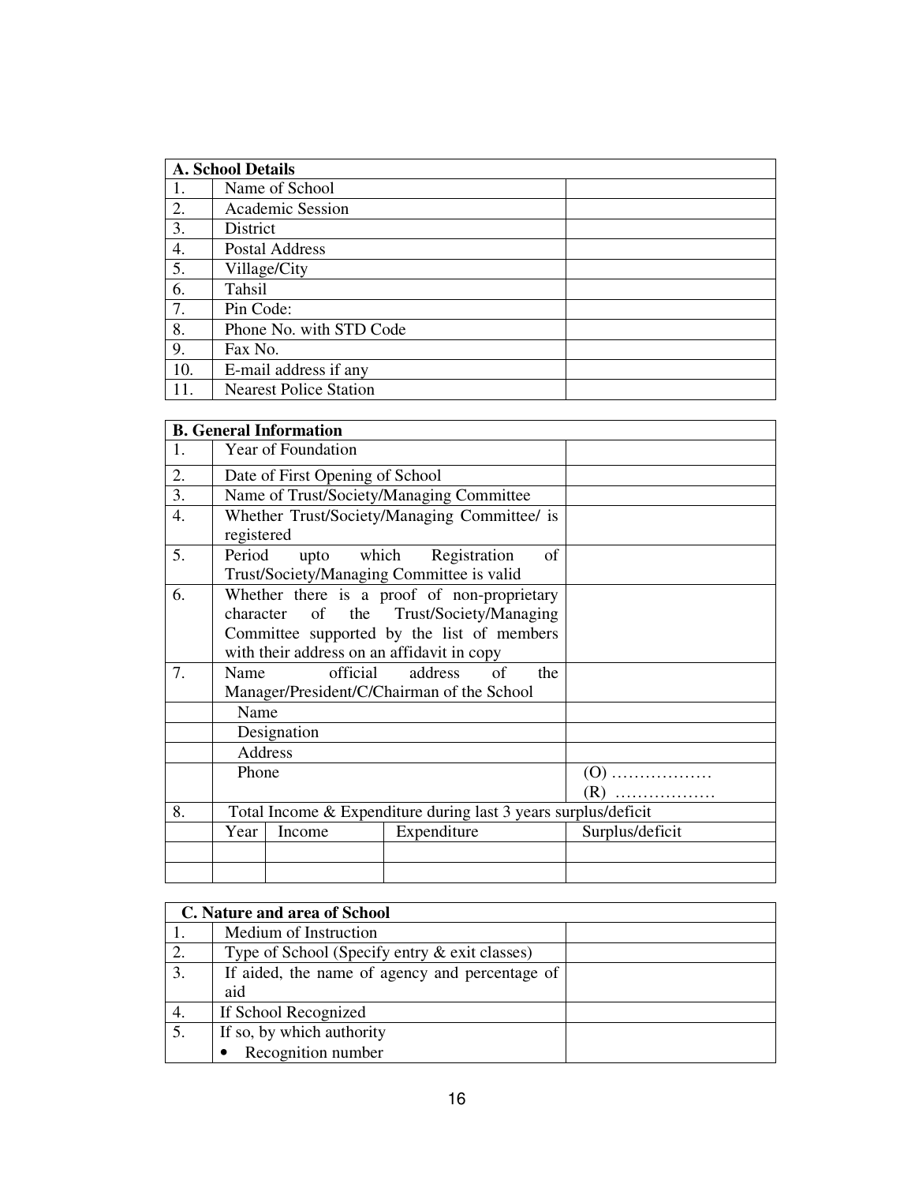| A. School Details | | |
|---|---|---|
| 1. | Name of School | |
| 2. | Academic Session | |
| 3. | District | |
| 4. | Postal Address | |
| 5. | Village/City | |
| 6. | Tahsil | |
| 7. | Pin Code: | |
| 8. | Phone No. with STD Code | |
| 9. | Fax No. | |
| 10. | E-mail address if any | |
| 11. | Nearest Police Station | |

| B. General Information | | | | |
|---|---|---|---|---|
| 1. | Year of Foundation | | | |
| 2. | Date of First Opening of School | | | |
| 3. | Name of Trust/Society/Managing Committee | | | |
| 4. | Whether Trust/Society/Managing Committee/ is registered | | | |
| 5. | Period upto which Registration of Trust/Society/Managing Committee is valid | | | |
| 6. | Whether there is a proof of non-proprietary character of the Trust/Society/Managing Committee supported by the list of members with their address on an affidavit in copy | | | |
| 7. | Name official address of the Manager/President/C/Chairman of the School | | | |
| | Name | | | |
| | Designation | | | |
| | Address | | | |
| | Phone | | | (O) ……………… (R) ……………… |
| 8. | Total Income & Expenditure during last 3 years surplus/deficit | | | |
| | Year | Income | Expenditure | Surplus/deficit |
| | | | | |
| | | | | |

| C. Nature and area of School | | |
|---|---|---|
| 1. | Medium of Instruction | |
| 2. | Type of School (Specify entry & exit classes) | |
| 3. | If aided, the name of agency and percentage of aid | |
| 4. | If School Recognized | |
| 5. | If so, by which authority<br>• Recognition number | |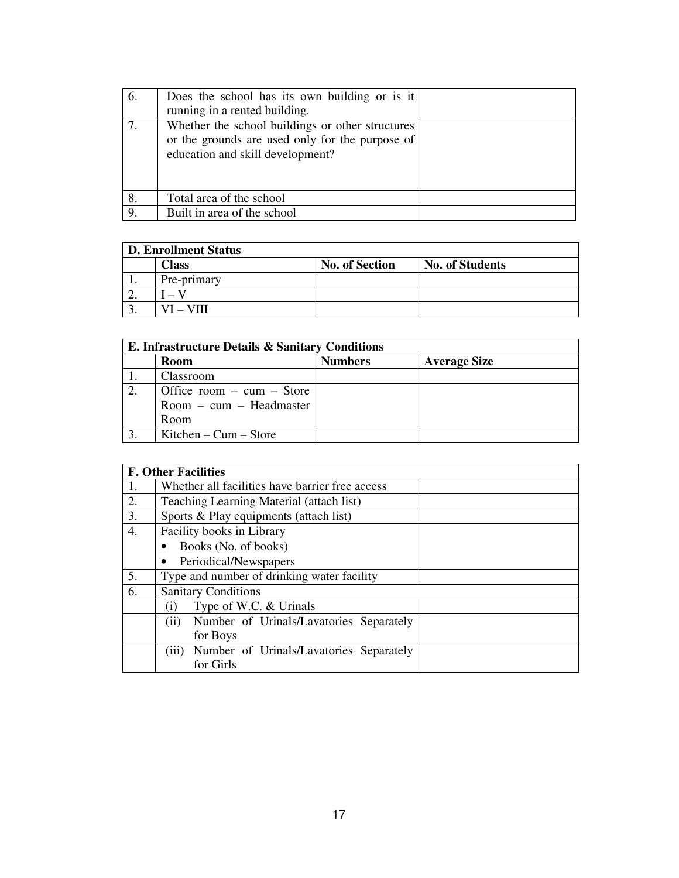| | | |
|---|---|---|
| 6. | Does the school has its own building or is it running in a rented building. | |
| 7. | Whether the school buildings or other structures or the grounds are used only for the purpose of education and skill development? | |
| 8. | Total area of the school | |
| 9. | Built in area of the school | |

| **D. Enrollment Status** | | | |
|---|---|---|---|
| | **Class** | **No. of Section** | **No. of Students** |
| 1. | Pre-primary | | |
| 2. | I – V | | |
| 3. | VI – VIII | | |

| **E. Infrastructure Details & Sanitary Conditions** | | | |
|---|---|---|---|
| | **Room** | **Numbers** | **Average Size** |
| 1. | Classroom | | |
| 2. | Office room – cum – Store Room – cum – Headmaster Room | | |
| 3. | Kitchen – Cum – Store | | |

| **F. Other Facilities** | | |
|---|---|---|
| 1. | Whether all facilities have barrier free access | |
| 2. | Teaching Learning Material (attach list) | |
| 3. | Sports & Play equipments (attach list) | |
| 4. | Facility books in Library<br>• Books (No. of books)<br>• Periodical/Newspapers | |
| 5. | Type and number of drinking water facility | |
| 6. | Sanitary Conditions | |
| | (i) Type of W.C. & Urinals | |
| | (ii) Number of Urinals/Lavatories Separately for Boys | |
| | (iii) Number of Urinals/Lavatories Separately for Girls | |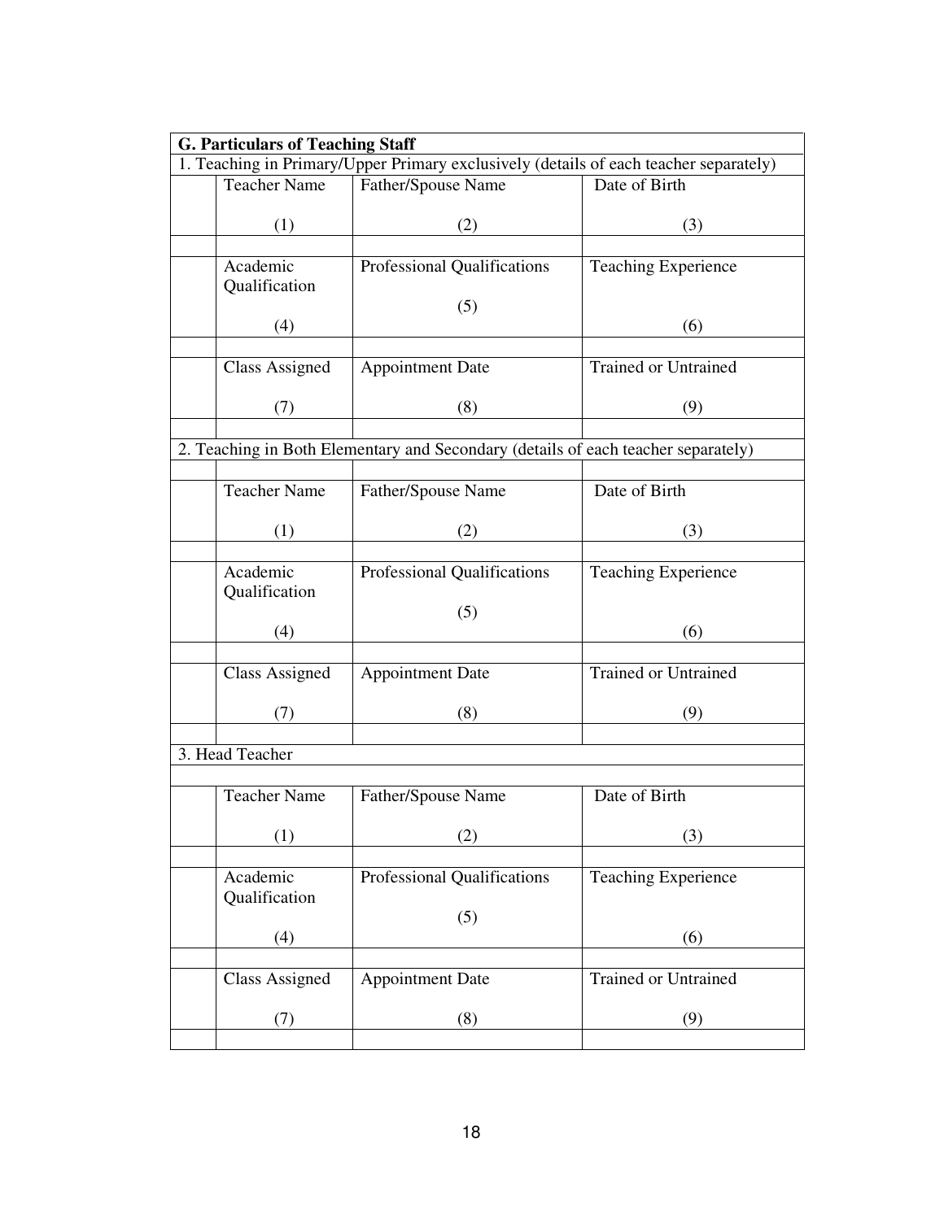**G. Particulars of Teaching Staff**

1. Teaching in Primary/Upper Primary exclusively (details of each teacher separately)

| | Teacher Name (1) | Father/Spouse Name (2) | Date of Birth (3) |
|---|---|---|---|
| | | | |
| | Academic Qualification (4) | Professional Qualifications (5) | Teaching Experience (6) |
| | | | |
| | Class Assigned (7) | Appointment Date (8) | Trained or Untrained (9) |
| | | | |

2. Teaching in Both Elementary and Secondary (details of each teacher separately)

| | Teacher Name (1) | Father/Spouse Name (2) | Date of Birth (3) |
|---|---|---|---|
| | | | |
| | Academic Qualification (4) | Professional Qualifications (5) | Teaching Experience (6) |
| | | | |
| | Class Assigned (7) | Appointment Date (8) | Trained or Untrained (9) |
| | | | |

3. Head Teacher

| | Teacher Name (1) | Father/Spouse Name (2) | Date of Birth (3) |
|---|---|---|---|
| | | | |
| | Academic Qualification (4) | Professional Qualifications (5) | Teaching Experience (6) |
| | | | |
| | Class Assigned (7) | Appointment Date (8) | Trained or Untrained (9) |
| | | | |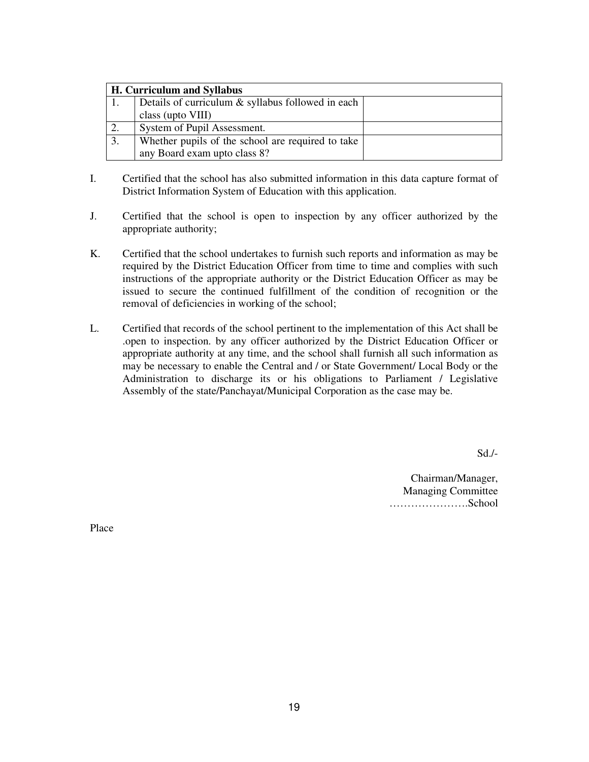| H. Curriculum and Syllabus | | |
|---|---|---|
| 1. | Details of curriculum & syllabus followed in each class (upto VIII) | |
| 2. | System of Pupil Assessment. | |
| 3. | Whether pupils of the school are required to take any Board exam upto class 8? | |

I. Certified that the school has also submitted information in this data capture format of District Information System of Education with this application.

J. Certified that the school is open to inspection by any officer authorized by the appropriate authority;

K. Certified that the school undertakes to furnish such reports and information as may be required by the District Education Officer from time to time and complies with such instructions of the appropriate authority or the District Education Officer as may be issued to secure the continued fulfillment of the condition of recognition or the removal of deficiencies in working of the school;

L. Certified that records of the school pertinent to the implementation of this Act shall be .open to inspection. by any officer authorized by the District Education Officer or appropriate authority at any time, and the school shall furnish all such information as may be necessary to enable the Central and / or State Government/ Local Body or the Administration to discharge its or his obligations to Parliament / Legislative Assembly of the state/Panchayat/Municipal Corporation as the case may be.

Sd./-

Chairman/Manager,
Managing Committee
………………….School

Place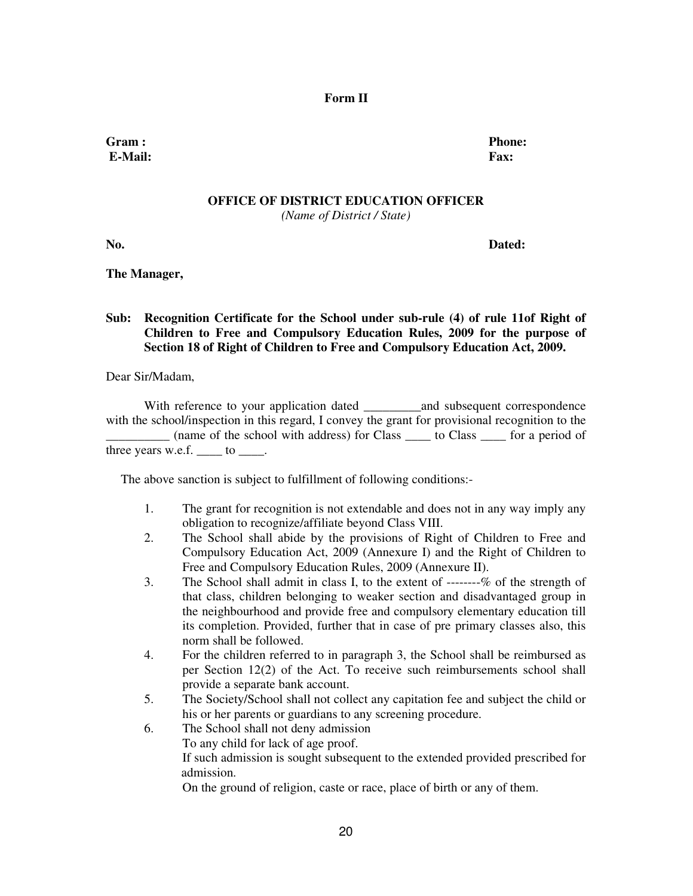**Form II**

**Gram :** **Phone:**
**E-Mail:** **Fax:**

**OFFICE OF DISTRICT EDUCATION OFFICER**
*(Name of District / State)*

**No.** **Dated:**

**The Manager,**

**Sub: Recognition Certificate for the School under sub-rule (4) of rule 11of Right of Children to Free and Compulsory Education Rules, 2009 for the purpose of Section 18 of Right of Children to Free and Compulsory Education Act, 2009.**

Dear Sir/Madam,

With reference to your application dated _________and subsequent correspondence with the school/inspection in this regard, I convey the grant for provisional recognition to the __________ (name of the school with address) for Class ____ to Class ____ for a period of three years w.e.f. ____ to ____.

The above sanction is subject to fulfillment of following conditions:-

1. The grant for recognition is not extendable and does not in any way imply any obligation to recognize/affiliate beyond Class VIII.
2. The School shall abide by the provisions of Right of Children to Free and Compulsory Education Act, 2009 (Annexure I) and the Right of Children to Free and Compulsory Education Rules, 2009 (Annexure II).
3. The School shall admit in class I, to the extent of --------% of the strength of that class, children belonging to weaker section and disadvantaged group in the neighbourhood and provide free and compulsory elementary education till its completion. Provided, further that in case of pre primary classes also, this norm shall be followed.
4. For the children referred to in paragraph 3, the School shall be reimbursed as per Section 12(2) of the Act. To receive such reimbursements school shall provide a separate bank account.
5. The Society/School shall not collect any capitation fee and subject the child or his or her parents or guardians to any screening procedure.
6. The School shall not deny admission
   To any child for lack of age proof.
   If such admission is sought subsequent to the extended provided prescribed for admission.
   On the ground of religion, caste or race, place of birth or any of them.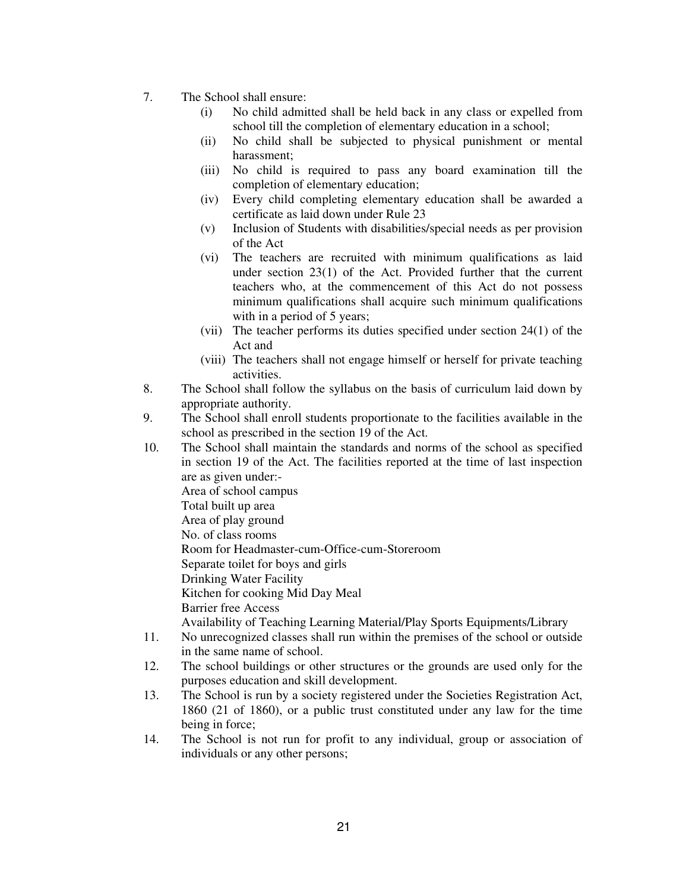7. The School shall ensure:
   - (i) No child admitted shall be held back in any class or expelled from school till the completion of elementary education in a school;
   - (ii) No child shall be subjected to physical punishment or mental harassment;
   - (iii) No child is required to pass any board examination till the completion of elementary education;
   - (iv) Every child completing elementary education shall be awarded a certificate as laid down under Rule 23
   - (v) Inclusion of Students with disabilities/special needs as per provision of the Act
   - (vi) The teachers are recruited with minimum qualifications as laid under section 23(1) of the Act. Provided further that the current teachers who, at the commencement of this Act do not possess minimum qualifications shall acquire such minimum qualifications with in a period of 5 years;
   - (vii) The teacher performs its duties specified under section 24(1) of the Act and
   - (viii) The teachers shall not engage himself or herself for private teaching activities.
8. The School shall follow the syllabus on the basis of curriculum laid down by appropriate authority.
9. The School shall enroll students proportionate to the facilities available in the school as prescribed in the section 19 of the Act.
10. The School shall maintain the standards and norms of the school as specified in section 19 of the Act. The facilities reported at the time of last inspection are as given under:-

    Area of school campus
    Total built up area
    Area of play ground
    No. of class rooms
    Room for Headmaster-cum-Office-cum-Storeroom
    Separate toilet for boys and girls
    Drinking Water Facility
    Kitchen for cooking Mid Day Meal
    Barrier free Access
    Availability of Teaching Learning Material/Play Sports Equipments/Library
11. No unrecognized classes shall run within the premises of the school or outside in the same name of school.
12. The school buildings or other structures or the grounds are used only for the purposes education and skill development.
13. The School is run by a society registered under the Societies Registration Act, 1860 (21 of 1860), or a public trust constituted under any law for the time being in force;
14. The School is not run for profit to any individual, group or association of individuals or any other persons;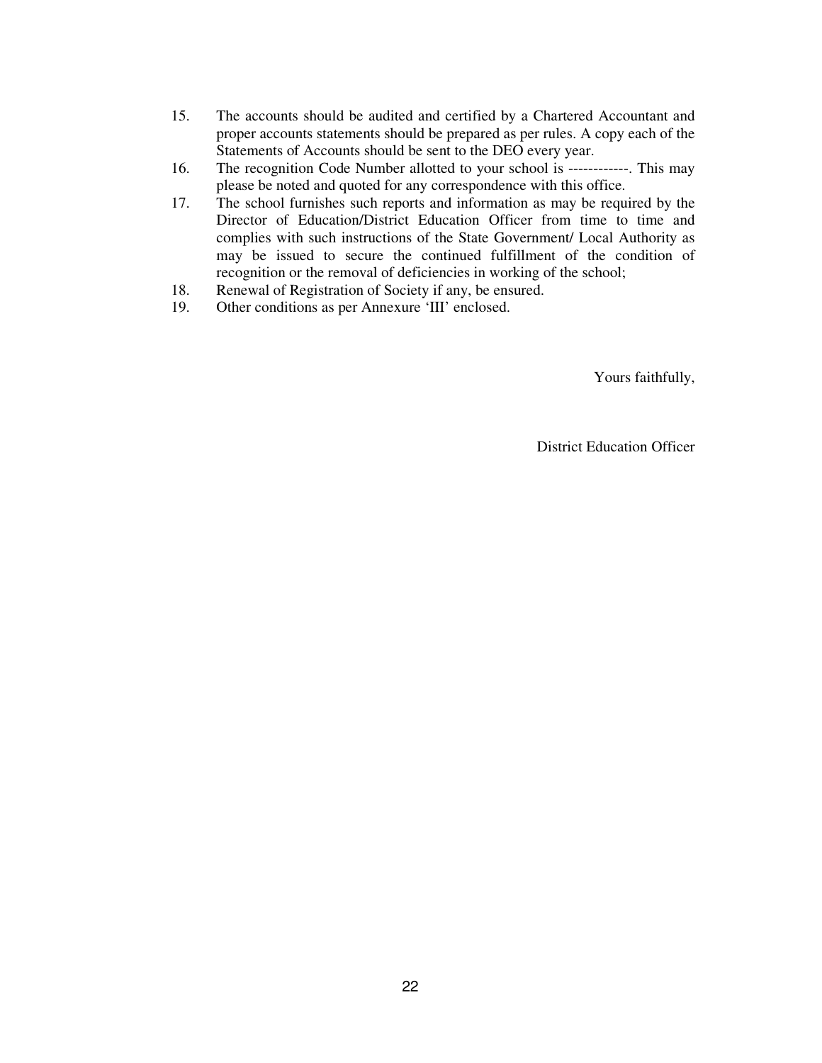15. The accounts should be audited and certified by a Chartered Accountant and proper accounts statements should be prepared as per rules. A copy each of the Statements of Accounts should be sent to the DEO every year.
16. The recognition Code Number allotted to your school is ------------. This may please be noted and quoted for any correspondence with this office.
17. The school furnishes such reports and information as may be required by the Director of Education/District Education Officer from time to time and complies with such instructions of the State Government/ Local Authority as may be issued to secure the continued fulfillment of the condition of recognition or the removal of deficiencies in working of the school;
18. Renewal of Registration of Society if any, be ensured.
19. Other conditions as per Annexure 'III' enclosed.

Yours faithfully,

District Education Officer